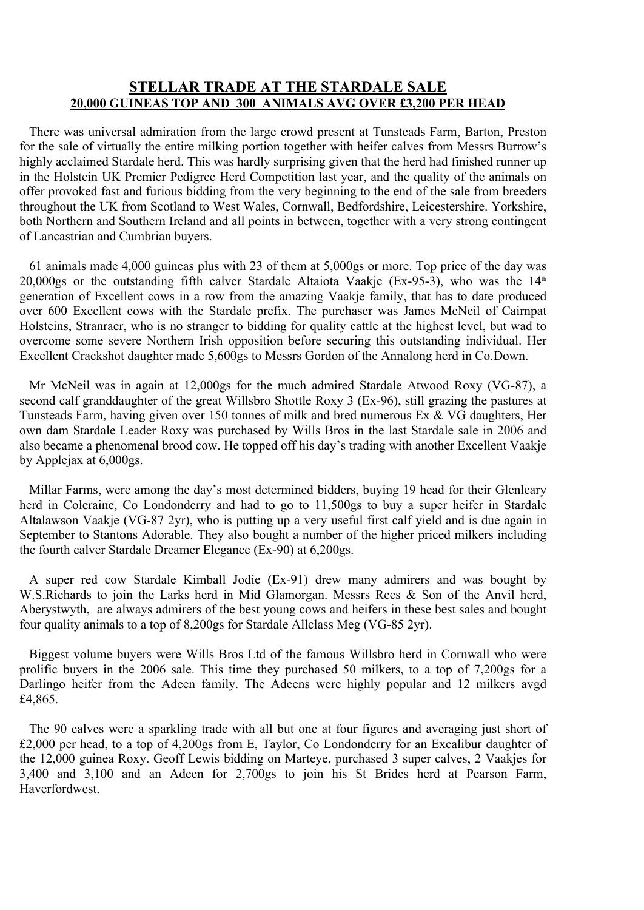# STELLAR TRADE AT THE STARDALE SALE

## 20,000 GUINEAS TOP AND 300 ANIMALS AVG OVER £3,200 PER HEAD

There was universal admiration from the large crowd present at Tunsteads Farm, Barton, Preston for the sale of virtually the entire milking portion together with heifer calves from Messrs Burrow's highly acclaimed Stardale herd. This was hardly surprising given that the herd had finished runner up in the Holstein UK Premier Pedigree Herd Competition last year, and the quality of the animals on offer provoked fast and furious bidding from the very beginning to the end of the sale from breeders throughout the UK from Scotland to West Wales, Cornwall, Bedfordshire, Leicestershire. Yorkshire, both Northern and Southern Ireland and all points in between, together with a very strong contingent of Lancastrian and Cumbrian buyers.

61 animals made 4,000 guineas plus with 23 of them at 5,000gs or more. Top price of the day was 20,000gs or the outstanding fifth calver Stardale Altaiota Vaakje (Ex-95-3), who was the 14th generation of Excellent cows in a row from the amazing Vaakje family, that has to date produced over 600 Excellent cows with the Stardale prefix. The purchaser was James McNeil of Cairnpat Holsteins, Stranraer, who is no stranger to bidding for quality cattle at the highest level, but wad to overcome some severe Northern Irish opposition before securing this outstanding individual. Her Excellent Crackshot daughter made 5,600gs to Messrs Gordon of the Annalong herd in Co.Down.

Mr McNeil was in again at 12,000gs for the much admired Stardale Atwood Roxy (VG-87), a second calf granddaughter of the great Willsbro Shottle Roxy 3 (Ex-96), still grazing the pastures at Tunsteads Farm, having given over 150 tonnes of milk and bred numerous Ex & VG daughters, Her own dam Stardale Leader Roxy was purchased by Wills Bros in the last Stardale sale in 2006 and also became a phenomenal brood cow. He topped off his day's trading with another Excellent Vaakje by Applejax at 6,000gs.

Millar Farms, were among the day's most determined bidders, buying 19 head for their Glenleary herd in Coleraine, Co Londonderry and had to go to 11,500gs to buy a super heifer in Stardale Altalawson Vaakje (VG-87 2yr), who is putting up a very useful first calf yield and is due again in September to Stantons Adorable. They also bought a number of the higher priced milkers including the fourth calver Stardale Dreamer Elegance (Ex-90) at 6,200gs.

A super red cow Stardale Kimball Jodie (Ex-91) drew many admirers and was bought by W.S.Richards to join the Larks herd in Mid Glamorgan. Messrs Rees & Son of the Anvil herd, Aberystwyth, are always admirers of the best young cows and heifers in these best sales and bought four quality animals to a top of 8,200gs for Stardale Allclass Meg (VG-85 2yr).

Biggest volume buyers were Wills Bros Ltd of the famous Willsbro herd in Cornwall who were prolific buyers in the 2006 sale. This time they purchased 50 milkers, to a top of 7,200gs for a Darlingo heifer from the Adeen family. The Adeens were highly popular and 12 milkers avgd £4,865.

The 90 calves were a sparkling trade with all but one at four figures and averaging just short of £2,000 per head, to a top of 4,200gs from E, Taylor, Co Londonderry for an Excalibur daughter of the 12,000 guinea Roxy. Geoff Lewis bidding on Marteye, purchased 3 super calves, 2 Vaakjes for 3,400 and 3,100 and an Adeen for 2,700gs to join his St Brides herd at Pearson Farm, Haverfordwest.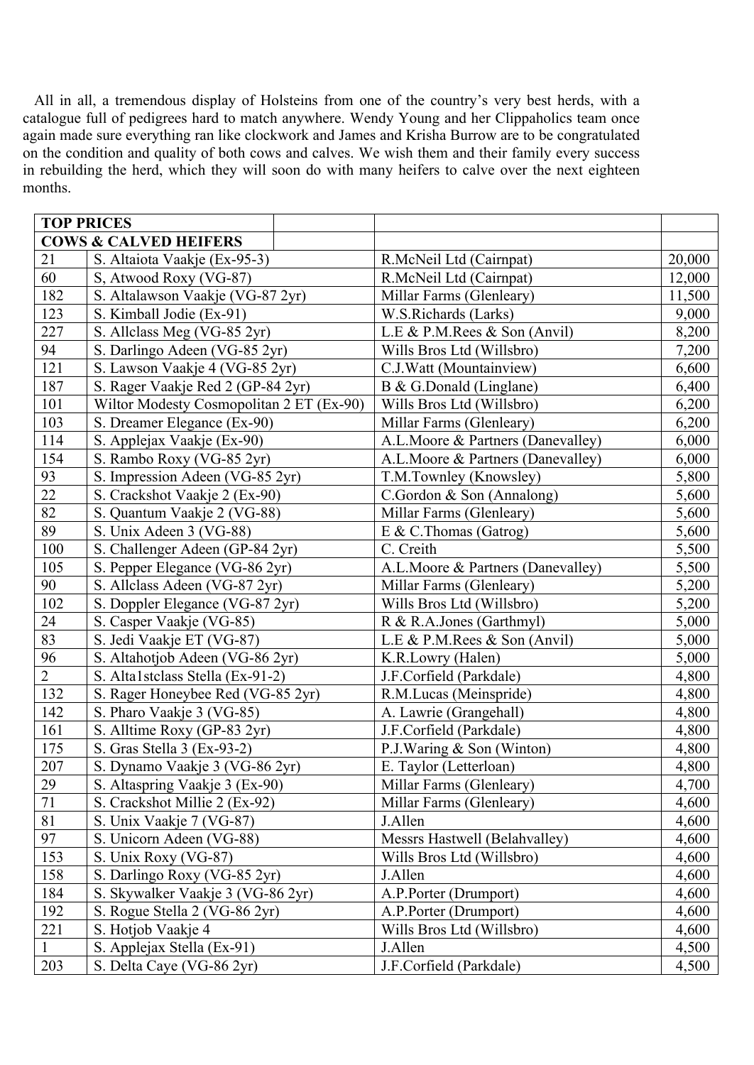All in all, a tremendous display of Holsteins from one of the country's very best herds, with a catalogue full of pedigrees hard to match anywhere. Wendy Young and her Clippaholics team once again made sure everything ran like clockwork and James and Krisha Burrow are to be congratulated on the condition and quality of both cows and calves. We wish them and their family every success in rebuilding the herd, which they will soon do with many heifers to calve over the next eighteen months.

| **TOP PRICES** | | | |
|---|---|---|---|
| **COWS & CALVED HEIFERS** | | | |
| 21 | S. Altaiota Vaakje (Ex-95-3) | R.McNeil Ltd (Cairnpat) | 20,000 |
| 60 | S, Atwood Roxy (VG-87) | R.McNeil Ltd (Cairnpat) | 12,000 |
| 182 | S. Altalawson Vaakje (VG-87 2yr) | Millar Farms (Glenleary) | 11,500 |
| 123 | S. Kimball Jodie (Ex-91) | W.S.Richards (Larks) | 9,000 |
| 227 | S. Allclass Meg (VG-85 2yr) | L.E & P.M.Rees & Son (Anvil) | 8,200 |
| 94 | S. Darlingo Adeen (VG-85 2yr) | Wills Bros Ltd (Willsbro) | 7,200 |
| 121 | S. Lawson Vaakje 4 (VG-85 2yr) | C.J.Watt (Mountainview) | 6,600 |
| 187 | S. Rager Vaakje Red 2 (GP-84 2yr) | B & G.Donald (Linglane) | 6,400 |
| 101 | Wiltor Modesty Cosmopolitan 2 ET (Ex-90) | Wills Bros Ltd (Willsbro) | 6,200 |
| 103 | S. Dreamer Elegance (Ex-90) | Millar Farms (Glenleary) | 6,200 |
| 114 | S. Applejax Vaakje (Ex-90) | A.L.Moore & Partners (Danevalley) | 6,000 |
| 154 | S. Rambo Roxy (VG-85 2yr) | A.L.Moore & Partners (Danevalley) | 6,000 |
| 93 | S. Impression Adeen (VG-85 2yr) | T.M.Townley (Knowsley) | 5,800 |
| 22 | S. Crackshot Vaakje 2 (Ex-90) | C.Gordon & Son (Annalong) | 5,600 |
| 82 | S. Quantum Vaakje 2 (VG-88) | Millar Farms (Glenleary) | 5,600 |
| 89 | S. Unix Adeen 3 (VG-88) | E & C.Thomas (Gatrog) | 5,600 |
| 100 | S. Challenger Adeen (GP-84 2yr) | C. Creith | 5,500 |
| 105 | S. Pepper Elegance (VG-86 2yr) | A.L.Moore & Partners (Danevalley) | 5,500 |
| 90 | S. Allclass Adeen (VG-87 2yr) | Millar Farms (Glenleary) | 5,200 |
| 102 | S. Doppler Elegance (VG-87 2yr) | Wills Bros Ltd (Willsbro) | 5,200 |
| 24 | S. Casper Vaakje (VG-85) | R & R.A.Jones (Garthmyl) | 5,000 |
| 83 | S. Jedi Vaakje ET (VG-87) | L.E & P.M.Rees & Son (Anvil) | 5,000 |
| 96 | S. Altahotjob Adeen (VG-86 2yr) | K.R.Lowry (Halen) | 5,000 |
| 2 | S. Alta1stclass Stella (Ex-91-2) | J.F.Corfield (Parkdale) | 4,800 |
| 132 | S. Rager Honeybee Red (VG-85 2yr) | R.M.Lucas (Meinspride) | 4,800 |
| 142 | S. Pharo Vaakje 3 (VG-85) | A. Lawrie (Grangehall) | 4,800 |
| 161 | S. Alltime Roxy (GP-83 2yr) | J.F.Corfield (Parkdale) | 4,800 |
| 175 | S. Gras Stella 3 (Ex-93-2) | P.J.Waring & Son (Winton) | 4,800 |
| 207 | S. Dynamo Vaakje 3 (VG-86 2yr) | E. Taylor (Letterloan) | 4,800 |
| 29 | S. Altaspring Vaakje 3 (Ex-90) | Millar Farms (Glenleary) | 4,700 |
| 71 | S. Crackshot Millie 2 (Ex-92) | Millar Farms (Glenleary) | 4,600 |
| 81 | S. Unix Vaakje 7 (VG-87) | J.Allen | 4,600 |
| 97 | S. Unicorn Adeen (VG-88) | Messrs Hastwell (Belahvalley) | 4,600 |
| 153 | S. Unix Roxy (VG-87) | Wills Bros Ltd (Willsbro) | 4,600 |
| 158 | S. Darlingo Roxy (VG-85 2yr) | J.Allen | 4,600 |
| 184 | S. Skywalker Vaakje 3 (VG-86 2yr) | A.P.Porter (Drumport) | 4,600 |
| 192 | S. Rogue Stella 2 (VG-86 2yr) | A.P.Porter (Drumport) | 4,600 |
| 221 | S. Hotjob Vaakje 4 | Wills Bros Ltd (Willsbro) | 4,600 |
| 1 | S. Applejax Stella (Ex-91) | J.Allen | 4,500 |
| 203 | S. Delta Caye (VG-86 2yr) | J.F.Corfield (Parkdale) | 4,500 |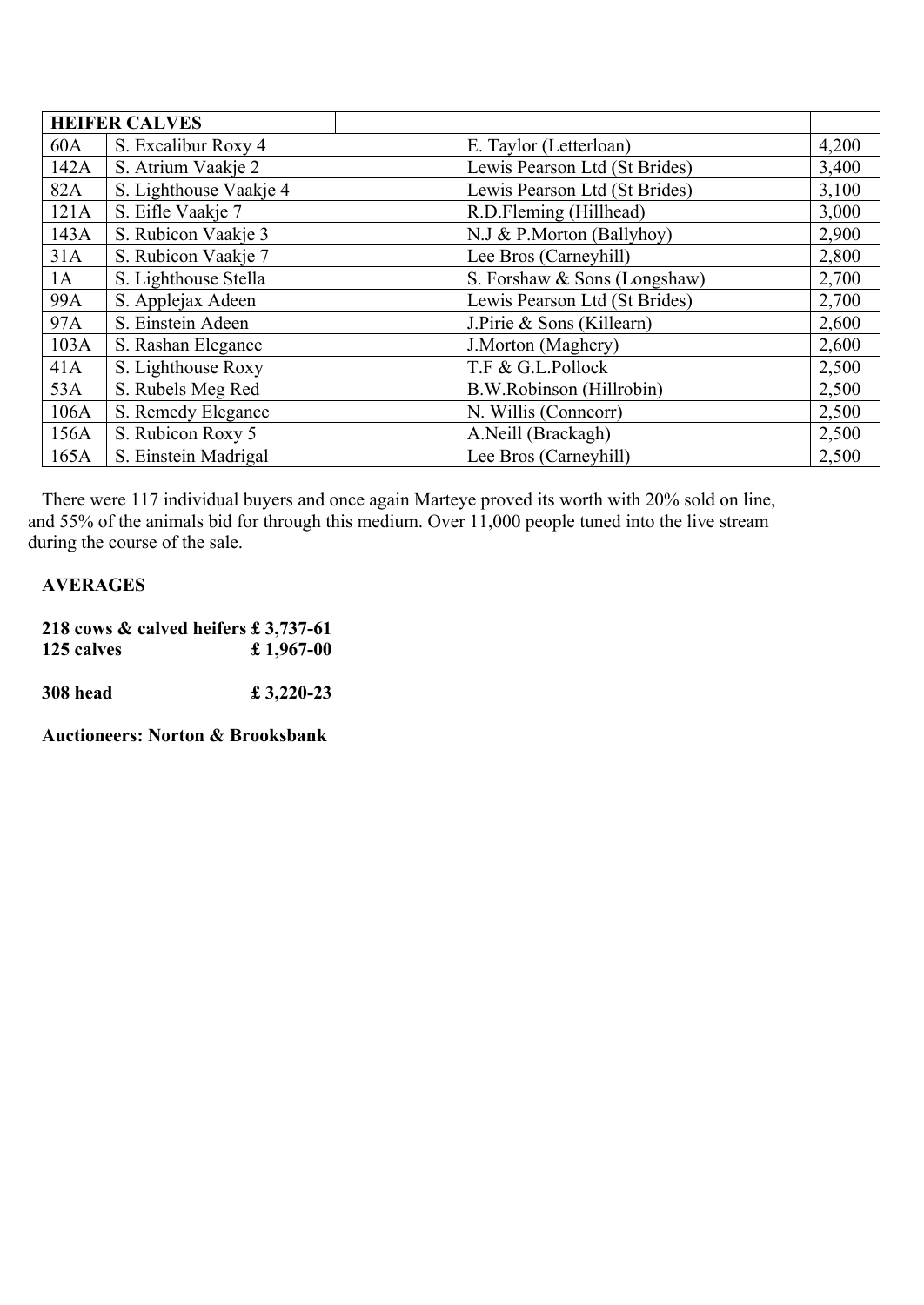| HEIFER CALVES | | | |
|---|---|---|---|
| 60A | S. Excalibur Roxy 4 | E. Taylor (Letterloan) | 4,200 |
| 142A | S. Atrium Vaakje 2 | Lewis Pearson Ltd (St Brides) | 3,400 |
| 82A | S. Lighthouse Vaakje 4 | Lewis Pearson Ltd (St Brides) | 3,100 |
| 121A | S. Eifle Vaakje 7 | R.D.Fleming (Hillhead) | 3,000 |
| 143A | S. Rubicon Vaakje 3 | N.J & P.Morton (Ballyhoy) | 2,900 |
| 31A | S. Rubicon Vaakje 7 | Lee Bros (Carneyhill) | 2,800 |
| 1A | S. Lighthouse Stella | S. Forshaw & Sons (Longshaw) | 2,700 |
| 99A | S. Applejax Adeen | Lewis Pearson Ltd (St Brides) | 2,700 |
| 97A | S. Einstein Adeen | J.Pirie & Sons (Killearn) | 2,600 |
| 103A | S. Rashan Elegance | J.Morton (Maghery) | 2,600 |
| 41A | S. Lighthouse Roxy | T.F & G.L.Pollock | 2,500 |
| 53A | S. Rubels Meg Red | B.W.Robinson (Hillrobin) | 2,500 |
| 106A | S. Remedy Elegance | N. Willis (Conncorr) | 2,500 |
| 156A | S. Rubicon Roxy 5 | A.Neill (Brackagh) | 2,500 |
| 165A | S. Einstein Madrigal | Lee Bros (Carneyhill) | 2,500 |

There were 117 individual buyers and once again Marteye proved its worth with 20% sold on line, and 55% of the animals bid for through this medium. Over 11,000 people tuned into the live stream during the course of the sale.

**AVERAGES**

**218 cows & calved heifers £ 3,737-61**
**125 calves £ 1,967-00**

**308 head £ 3,220-23**

**Auctioneers: Norton & Brooksbank**